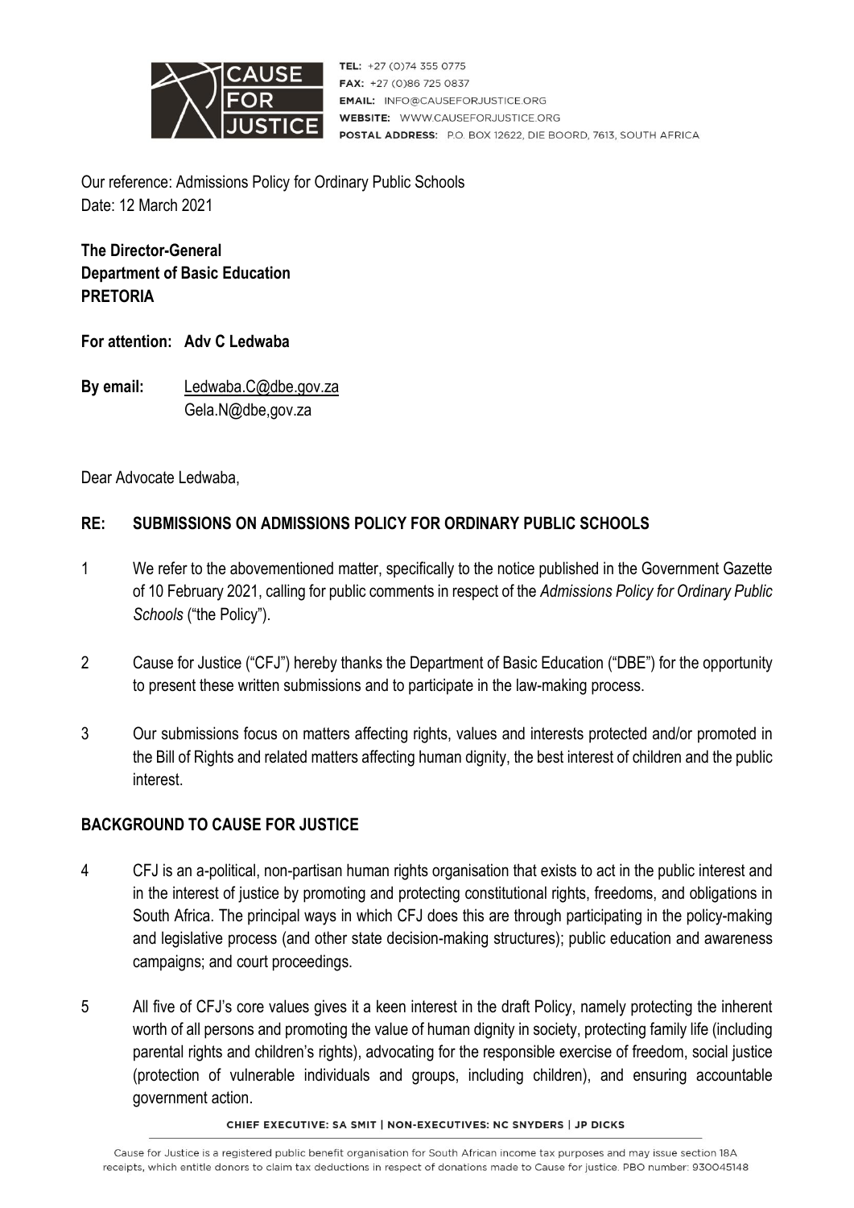**TEL:** +27 (0)74 355 0775
**FAX:** +27 (0)86 725 0837
**EMAIL:** INFO@CAUSEFORJUSTICE.ORG
**WEBSITE:** WWW.CAUSEFORJUSTICE.ORG
**POSTAL ADDRESS:** P.O. BOX 12622, DIE BOORD, 7613, SOUTH AFRICA

Our reference: Admissions Policy for Ordinary Public Schools
Date: 12 March 2021

**The Director-General**
**Department of Basic Education**
**PRETORIA**

**For attention: Adv C Ledwaba**

**By email:** Ledwaba.C@dbe.gov.za
Gela.N@dbe,gov.za

Dear Advocate Ledwaba,

**RE: SUBMISSIONS ON ADMISSIONS POLICY FOR ORDINARY PUBLIC SCHOOLS**

1 We refer to the abovementioned matter, specifically to the notice published in the Government Gazette of 10 February 2021, calling for public comments in respect of the *Admissions Policy for Ordinary Public Schools* ("the Policy").

2 Cause for Justice ("CFJ") hereby thanks the Department of Basic Education ("DBE") for the opportunity to present these written submissions and to participate in the law-making process.

3 Our submissions focus on matters affecting rights, values and interests protected and/or promoted in the Bill of Rights and related matters affecting human dignity, the best interest of children and the public interest.

## BACKGROUND TO CAUSE FOR JUSTICE

4 CFJ is an a-political, non-partisan human rights organisation that exists to act in the public interest and in the interest of justice by promoting and protecting constitutional rights, freedoms, and obligations in South Africa. The principal ways in which CFJ does this are through participating in the policy-making and legislative process (and other state decision-making structures); public education and awareness campaigns; and court proceedings.

5 All five of CFJ's core values gives it a keen interest in the draft Policy, namely protecting the inherent worth of all persons and promoting the value of human dignity in society, protecting family life (including parental rights and children's rights), advocating for the responsible exercise of freedom, social justice (protection of vulnerable individuals and groups, including children), and ensuring accountable government action.

CHIEF EXECUTIVE: SA SMIT | NON-EXECUTIVES: NC SNYDERS | JP DICKS

Cause for Justice is a registered public benefit organisation for South African income tax purposes and may issue section 18A receipts, which entitle donors to claim tax deductions in respect of donations made to Cause for justice. PBO number: 930045148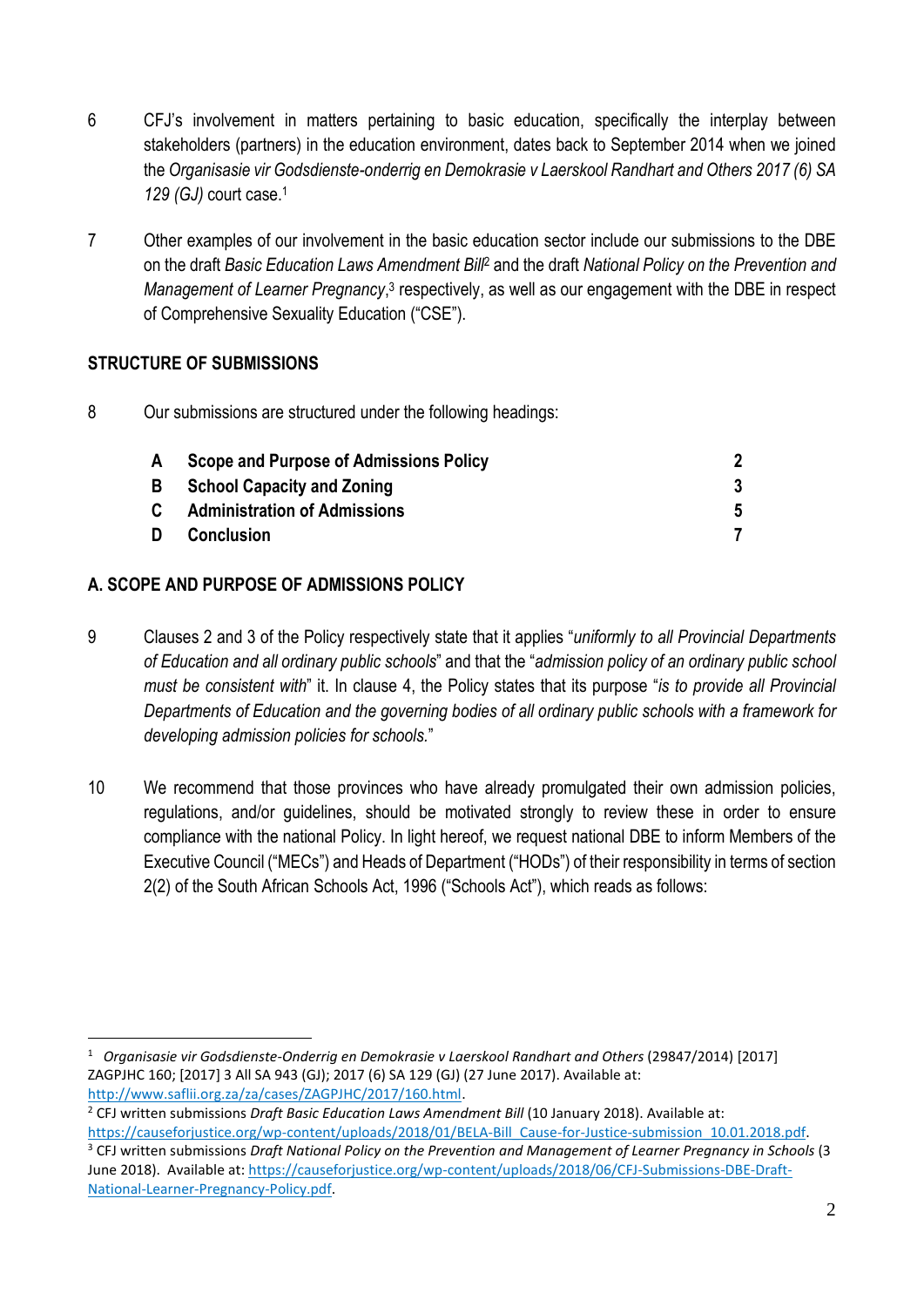6 CFJ's involvement in matters pertaining to basic education, specifically the interplay between stakeholders (partners) in the education environment, dates back to September 2014 when we joined the *Organisasie vir Godsdienste-onderrig en Demokrasie v Laerskool Randhart and Others 2017 (6) SA 129 (GJ)* court case.[1]

7 Other examples of our involvement in the basic education sector include our submissions to the DBE on the draft *Basic Education Laws Amendment Bill*[2] and the draft *National Policy on the Prevention and Management of Learner Pregnancy*,[3] respectively, as well as our engagement with the DBE in respect of Comprehensive Sexuality Education ("CSE").

## STRUCTURE OF SUBMISSIONS

8 Our submissions are structured under the following headings:

| | | |
|---|---|---|
| **A** | **Scope and Purpose of Admissions Policy** | **2** |
| **B** | **School Capacity and Zoning** | **3** |
| **C** | **Administration of Admissions** | **5** |
| **D** | **Conclusion** | **7** |

## A. SCOPE AND PURPOSE OF ADMISSIONS POLICY

9 Clauses 2 and 3 of the Policy respectively state that it applies "*uniformly to all Provincial Departments of Education and all ordinary public schools*" and that the "*admission policy of an ordinary public school must be consistent with*" it. In clause 4, the Policy states that its purpose "*is to provide all Provincial Departments of Education and the governing bodies of all ordinary public schools with a framework for developing admission policies for schools.*"

10 We recommend that those provinces who have already promulgated their own admission policies, regulations, and/or guidelines, should be motivated strongly to review these in order to ensure compliance with the national Policy. In light hereof, we request national DBE to inform Members of the Executive Council ("MECs") and Heads of Department ("HODs") of their responsibility in terms of section 2(2) of the South African Schools Act, 1996 ("Schools Act"), which reads as follows:

---

[1] *Organisasie vir Godsdienste-Onderrig en Demokrasie v Laerskool Randhart and Others* (29847/2014) [2017] ZAGPJHC 160; [2017] 3 All SA 943 (GJ); 2017 (6) SA 129 (GJ) (27 June 2017). Available at: http://www.saflii.org.za/za/cases/ZAGPJHC/2017/160.html.

[2] CFJ written submissions *Draft Basic Education Laws Amendment Bill* (10 January 2018). Available at: https://causeforjustice.org/wp-content/uploads/2018/01/BELA-Bill_Cause-for-Justice-submission_10.01.2018.pdf.

[3] CFJ written submissions *Draft National Policy on the Prevention and Management of Learner Pregnancy in Schools* (3 June 2018). Available at: https://causeforjustice.org/wp-content/uploads/2018/06/CFJ-Submissions-DBE-Draft-National-Learner-Pregnancy-Policy.pdf.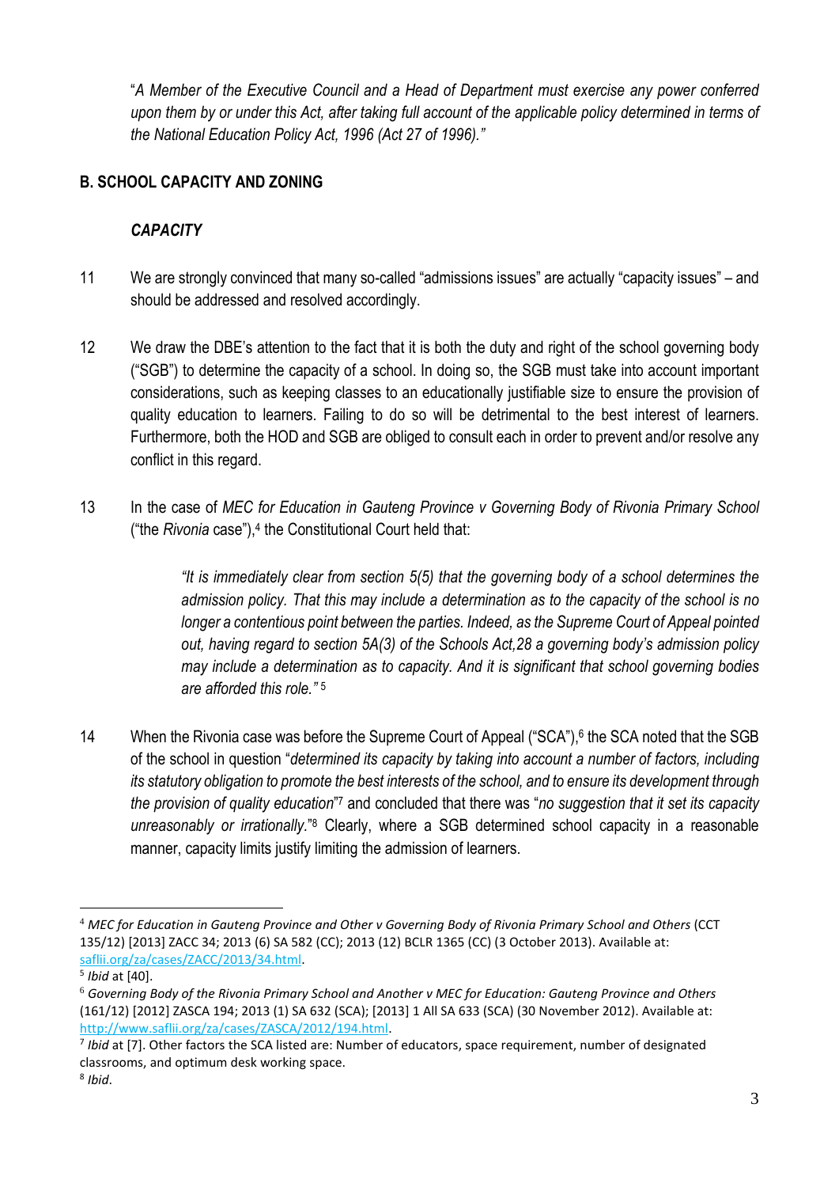"*A Member of the Executive Council and a Head of Department must exercise any power conferred upon them by or under this Act, after taking full account of the applicable policy determined in terms of the National Education Policy Act, 1996 (Act 27 of 1996).*"

## B. SCHOOL CAPACITY AND ZONING

### *CAPACITY*

11 We are strongly convinced that many so-called "admissions issues" are actually "capacity issues" – and should be addressed and resolved accordingly.

12 We draw the DBE's attention to the fact that it is both the duty and right of the school governing body ("SGB") to determine the capacity of a school. In doing so, the SGB must take into account important considerations, such as keeping classes to an educationally justifiable size to ensure the provision of quality education to learners. Failing to do so will be detrimental to the best interest of learners. Furthermore, both the HOD and SGB are obliged to consult each in order to prevent and/or resolve any conflict in this regard.

13 In the case of *MEC for Education in Gauteng Province v Governing Body of Rivonia Primary School* ("the *Rivonia* case"),[4] the Constitutional Court held that:

> *"It is immediately clear from section 5(5) that the governing body of a school determines the admission policy. That this may include a determination as to the capacity of the school is no longer a contentious point between the parties. Indeed, as the Supreme Court of Appeal pointed out, having regard to section 5A(3) of the Schools Act,28 a governing body's admission policy may include a determination as to capacity. And it is significant that school governing bodies are afforded this role."* [5]

14 When the Rivonia case was before the Supreme Court of Appeal ("SCA"),[6] the SCA noted that the SGB of the school in question "*determined its capacity by taking into account a number of factors, including its statutory obligation to promote the best interests of the school, and to ensure its development through the provision of quality education*"[7] and concluded that there was "*no suggestion that it set its capacity unreasonably or irrationally.*"[8] Clearly, where a SGB determined school capacity in a reasonable manner, capacity limits justify limiting the admission of learners.

---

[4] *MEC for Education in Gauteng Province and Other v Governing Body of Rivonia Primary School and Others* (CCT 135/12) [2013] ZACC 34; 2013 (6) SA 582 (CC); 2013 (12) BCLR 1365 (CC) (3 October 2013). Available at: saflii.org/za/cases/ZACC/2013/34.html.

[5] *Ibid* at [40].

[6] *Governing Body of the Rivonia Primary School and Another v MEC for Education: Gauteng Province and Others* (161/12) [2012] ZASCA 194; 2013 (1) SA 632 (SCA); [2013] 1 All SA 633 (SCA) (30 November 2012). Available at: http://www.saflii.org/za/cases/ZASCA/2012/194.html.

[7] *Ibid* at [7]. Other factors the SCA listed are: Number of educators, space requirement, number of designated classrooms, and optimum desk working space.

[8] *Ibid*.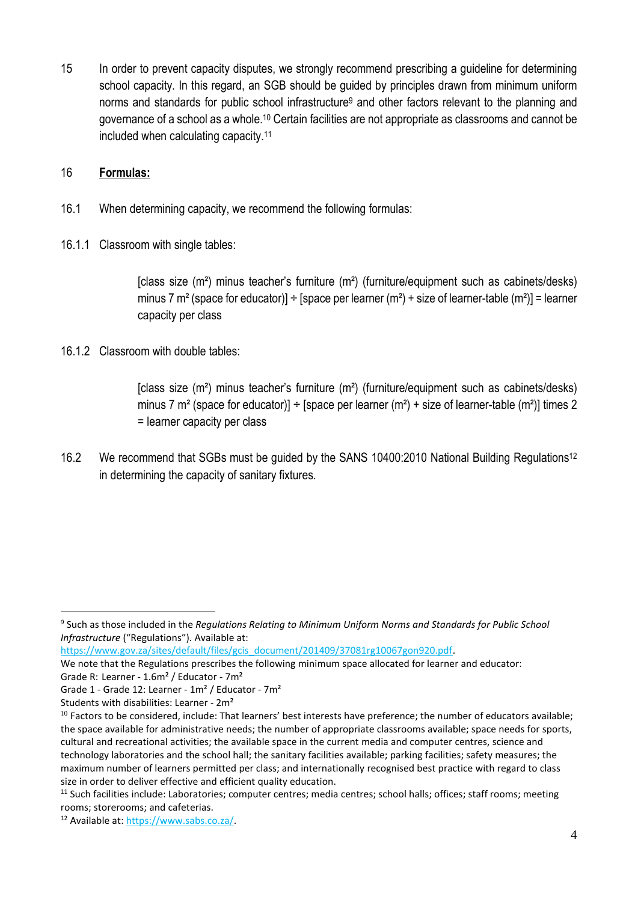15 In order to prevent capacity disputes, we strongly recommend prescribing a guideline for determining school capacity. In this regard, an SGB should be guided by principles drawn from minimum uniform norms and standards for public school infrastructure[9] and other factors relevant to the planning and governance of a school as a whole.[10] Certain facilities are not appropriate as classrooms and cannot be included when calculating capacity.[11]

16 **Formulas:**

16.1 When determining capacity, we recommend the following formulas:

16.1.1 Classroom with single tables:

> [class size ($m^2$) minus teacher's furniture ($m^2$) (furniture/equipment such as cabinets/desks) minus 7 $m^2$ (space for educator)] ÷ [space per learner ($m^2$) + size of learner-table ($m^2$)] = learner capacity per class

16.1.2 Classroom with double tables:

> [class size ($m^2$) minus teacher's furniture ($m^2$) (furniture/equipment such as cabinets/desks) minus 7 $m^2$ (space for educator)] ÷ [space per learner ($m^2$) + size of learner-table ($m^2$)] times 2 = learner capacity per class

16.2 We recommend that SGBs must be guided by the SANS 10400:2010 National Building Regulations[12] in determining the capacity of sanitary fixtures.

---

[9] Such as those included in the *Regulations Relating to Minimum Uniform Norms and Standards for Public School Infrastructure* ("Regulations"). Available at: https://www.gov.za/sites/default/files/gcis_document/201409/37081rg10067gon920.pdf.
We note that the Regulations prescribes the following minimum space allocated for learner and educator:
Grade R: Learner - 1.6$m^2$ / Educator - 7$m^2$
Grade 1 - Grade 12: Learner - 1$m^2$ / Educator - 7$m^2$
Students with disabilities: Learner - 2$m^2$

[10] Factors to be considered, include: That learners' best interests have preference; the number of educators available; the space available for administrative needs; the number of appropriate classrooms available; space needs for sports, cultural and recreational activities; the available space in the current media and computer centres, science and technology laboratories and the school hall; the sanitary facilities available; parking facilities; safety measures; the maximum number of learners permitted per class; and internationally recognised best practice with regard to class size in order to deliver effective and efficient quality education.

[11] Such facilities include: Laboratories; computer centres; media centres; school halls; offices; staff rooms; meeting rooms; storerooms; and cafeterias.

[12] Available at: https://www.sabs.co.za/.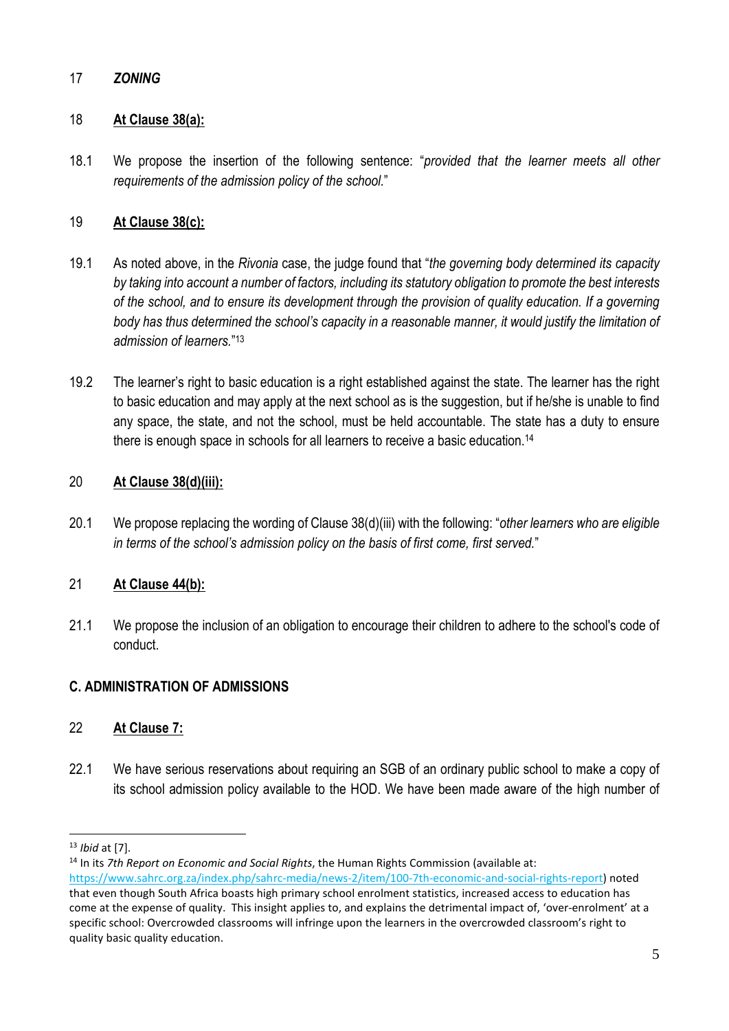17 ***ZONING***

18 **At Clause 38(a):**

18.1 We propose the insertion of the following sentence: "*provided that the learner meets all other requirements of the admission policy of the school.*"

19 **At Clause 38(c):**

19.1 As noted above, in the *Rivonia* case, the judge found that "*the governing body determined its capacity by taking into account a number of factors, including its statutory obligation to promote the best interests of the school, and to ensure its development through the provision of quality education. If a governing body has thus determined the school's capacity in a reasonable manner, it would justify the limitation of admission of learners.*"[13]

19.2 The learner's right to basic education is a right established against the state. The learner has the right to basic education and may apply at the next school as is the suggestion, but if he/she is unable to find any space, the state, and not the school, must be held accountable. The state has a duty to ensure there is enough space in schools for all learners to receive a basic education.[14]

20 **At Clause 38(d)(iii):**

20.1 We propose replacing the wording of Clause 38(d)(iii) with the following: "*other learners who are eligible in terms of the school's admission policy on the basis of first come, first served.*"

21 **At Clause 44(b):**

21.1 We propose the inclusion of an obligation to encourage their children to adhere to the school's code of conduct.

**C. ADMINISTRATION OF ADMISSIONS**

22 **At Clause 7:**

22.1 We have serious reservations about requiring an SGB of an ordinary public school to make a copy of its school admission policy available to the HOD. We have been made aware of the high number of

---

[13] *Ibid* at [7].

[14] In its *7th Report on Economic and Social Rights*, the Human Rights Commission (available at: https://www.sahrc.org.za/index.php/sahrc-media/news-2/item/100-7th-economic-and-social-rights-report) noted that even though South Africa boasts high primary school enrolment statistics, increased access to education has come at the expense of quality. This insight applies to, and explains the detrimental impact of, 'over-enrolment' at a specific school: Overcrowded classrooms will infringe upon the learners in the overcrowded classroom's right to quality basic quality education.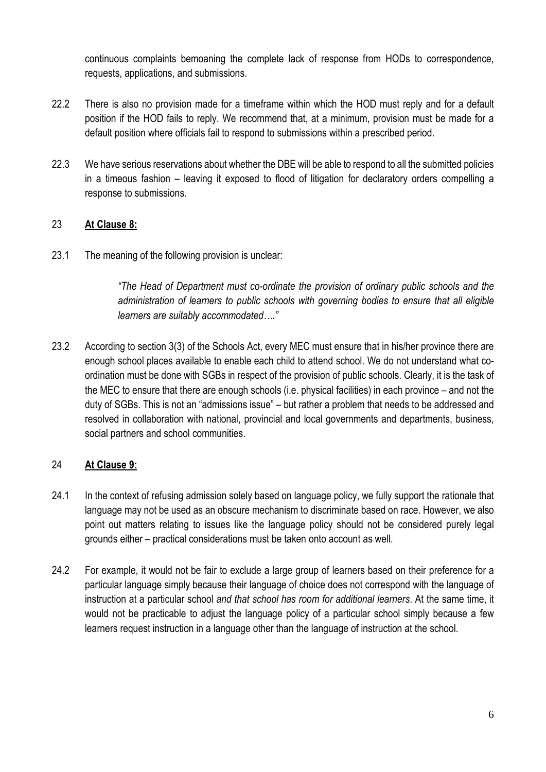continuous complaints bemoaning the complete lack of response from HODs to correspondence, requests, applications, and submissions.

22.2 There is also no provision made for a timeframe within which the HOD must reply and for a default position if the HOD fails to reply. We recommend that, at a minimum, provision must be made for a default position where officials fail to respond to submissions within a prescribed period.

22.3 We have serious reservations about whether the DBE will be able to respond to all the submitted policies in a timeous fashion – leaving it exposed to flood of litigation for declaratory orders compelling a response to submissions.

## 23 <u>**At Clause 8:**</u>

23.1 The meaning of the following provision is unclear:

> *"The Head of Department must co-ordinate the provision of ordinary public schools and the administration of learners to public schools with governing bodies to ensure that all eligible learners are suitably accommodated…."*

23.2 According to section 3(3) of the Schools Act, every MEC must ensure that in his/her province there are enough school places available to enable each child to attend school. We do not understand what co-ordination must be done with SGBs in respect of the provision of public schools. Clearly, it is the task of the MEC to ensure that there are enough schools (i.e. physical facilities) in each province – and not the duty of SGBs. This is not an "admissions issue" – but rather a problem that needs to be addressed and resolved in collaboration with national, provincial and local governments and departments, business, social partners and school communities.

## 24 <u>**At Clause 9:**</u>

24.1 In the context of refusing admission solely based on language policy, we fully support the rationale that language may not be used as an obscure mechanism to discriminate based on race. However, we also point out matters relating to issues like the language policy should not be considered purely legal grounds either – practical considerations must be taken onto account as well.

24.2 For example, it would not be fair to exclude a large group of learners based on their preference for a particular language simply because their language of choice does not correspond with the language of instruction at a particular school *and that school has room for additional learners*. At the same time, it would not be practicable to adjust the language policy of a particular school simply because a few learners request instruction in a language other than the language of instruction at the school.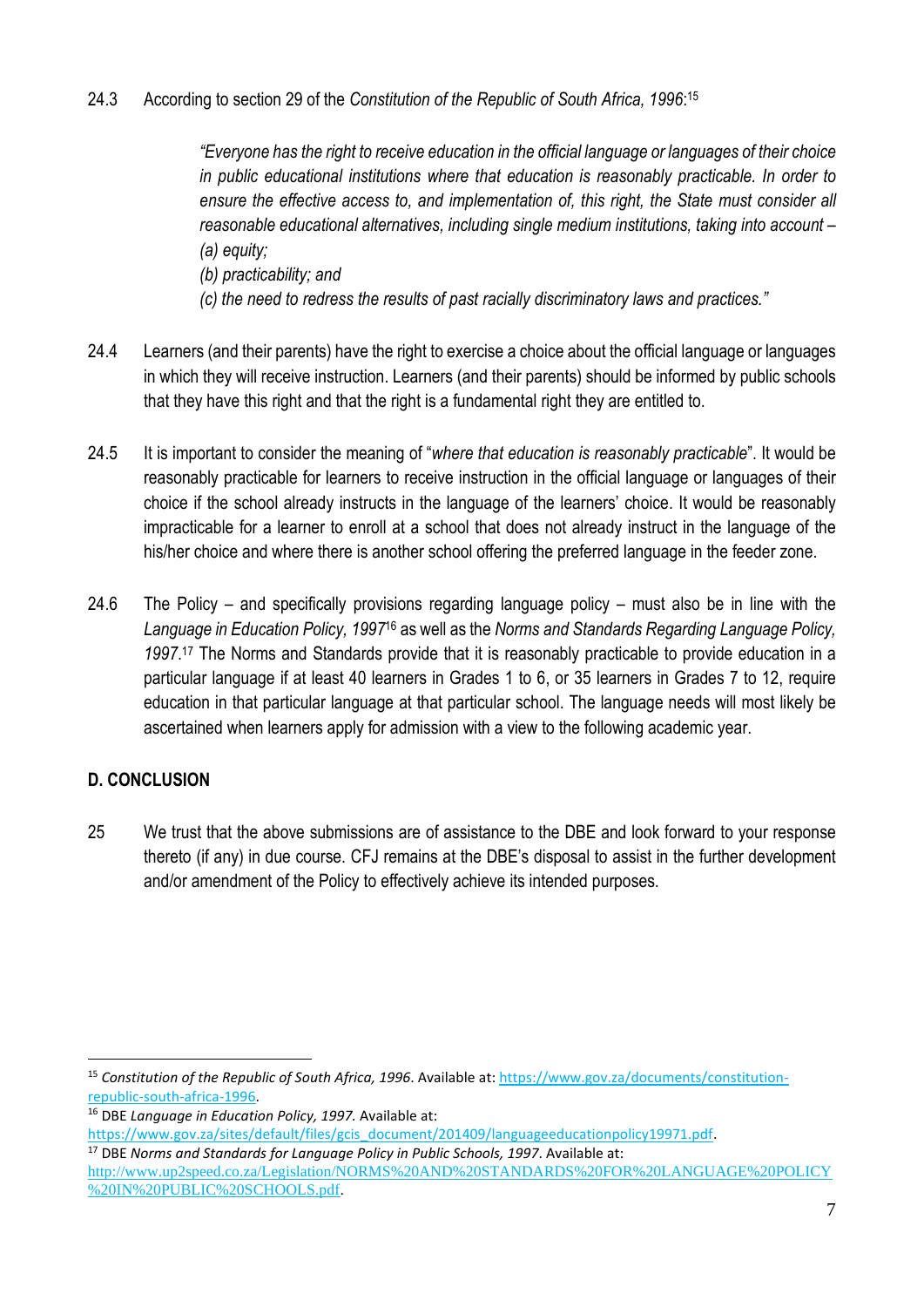24.3 According to section 29 of the *Constitution of the Republic of South Africa, 1996*:[15]

> *"Everyone has the right to receive education in the official language or languages of their choice in public educational institutions where that education is reasonably practicable. In order to ensure the effective access to, and implementation of, this right, the State must consider all reasonable educational alternatives, including single medium institutions, taking into account –*
> *(a) equity;*
> *(b) practicability; and*
> *(c) the need to redress the results of past racially discriminatory laws and practices."*

24.4 Learners (and their parents) have the right to exercise a choice about the official language or languages in which they will receive instruction. Learners (and their parents) should be informed by public schools that they have this right and that the right is a fundamental right they are entitled to.

24.5 It is important to consider the meaning of "*where that education is reasonably practicable*". It would be reasonably practicable for learners to receive instruction in the official language or languages of their choice if the school already instructs in the language of the learners' choice. It would be reasonably impracticable for a learner to enroll at a school that does not already instruct in the language of the his/her choice and where there is another school offering the preferred language in the feeder zone.

24.6 The Policy – and specifically provisions regarding language policy – must also be in line with the *Language in Education Policy, 1997*[16] as well as the *Norms and Standards Regarding Language Policy, 1997*.[17] The Norms and Standards provide that it is reasonably practicable to provide education in a particular language if at least 40 learners in Grades 1 to 6, or 35 learners in Grades 7 to 12, require education in that particular language at that particular school. The language needs will most likely be ascertained when learners apply for admission with a view to the following academic year.

## D. CONCLUSION

25 We trust that the above submissions are of assistance to the DBE and look forward to your response thereto (if any) in due course. CFJ remains at the DBE's disposal to assist in the further development and/or amendment of the Policy to effectively achieve its intended purposes.

---

[15] *Constitution of the Republic of South Africa, 1996*. Available at: https://www.gov.za/documents/constitution-republic-south-africa-1996.

[16] DBE *Language in Education Policy, 1997.* Available at: https://www.gov.za/sites/default/files/gcis_document/201409/languageeducationpolicy19971.pdf.

[17] DBE *Norms and Standards for Language Policy in Public Schools, 1997*. Available at: http://www.up2speed.co.za/Legislation/NORMS%20AND%20STANDARDS%20FOR%20LANGUAGE%20POLICY%20IN%20PUBLIC%20SCHOOLS.pdf.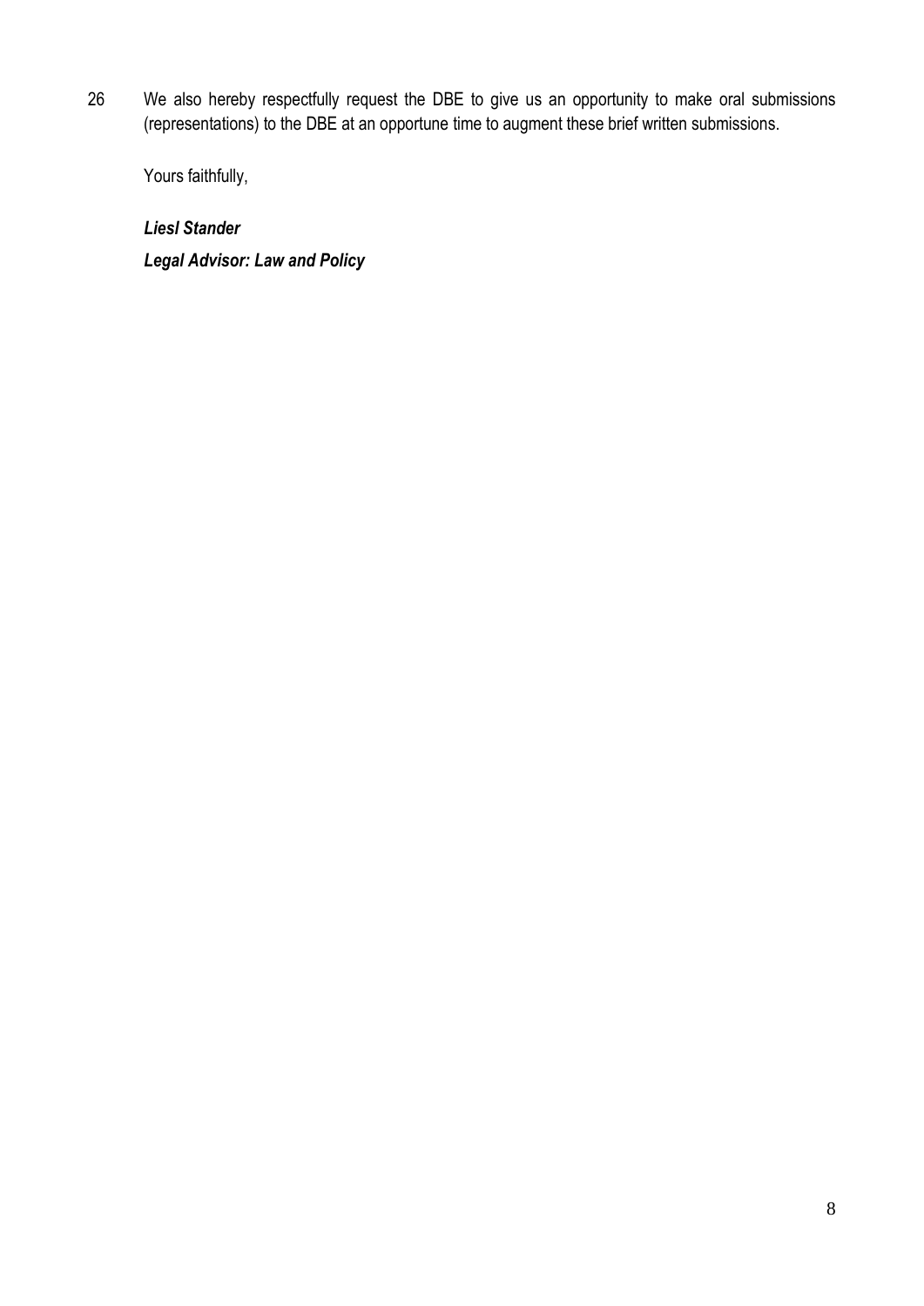26 We also hereby respectfully request the DBE to give us an opportunity to make oral submissions (representations) to the DBE at an opportune time to augment these brief written submissions.

Yours faithfully,

***Liesl Stander***

***Legal Advisor: Law and Policy***